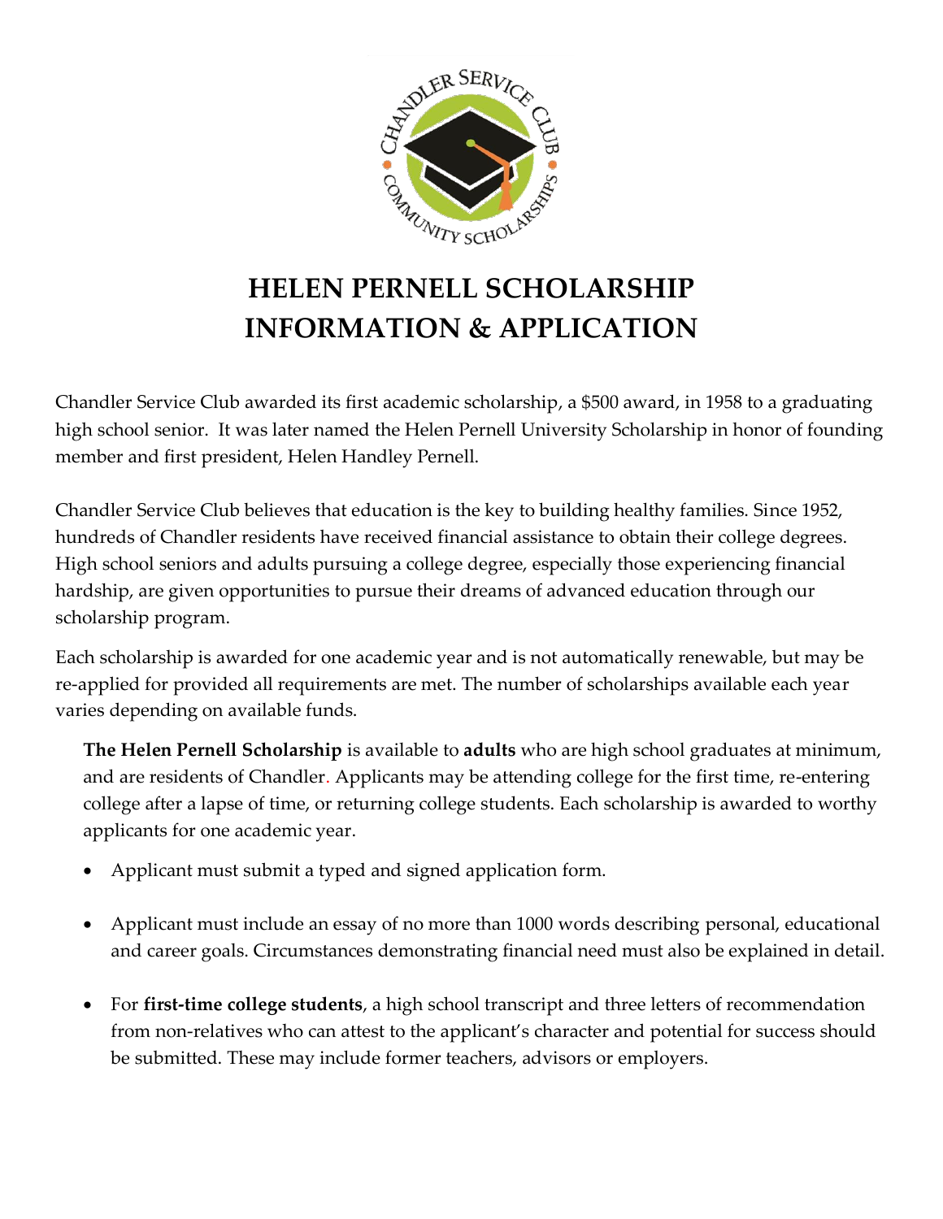# HELEN PERNELL SCHOLARSHIP INFORMATION & APPLICATION

Chandler Service Club awarded its first academic scholarship, a $500 award, in 1958 to a graduating high school senior. It was later named the Helen Pernell University Scholarship in honor of founding member and first president, Helen Handley Pernell.

Chandler Service Club believes that education is the key to building healthy families. Since 1952, hundreds of Chandler residents have received financial assistance to obtain their college degrees. High school seniors and adults pursuing a college degree, especially those experiencing financial hardship, are given opportunities to pursue their dreams of advanced education through our scholarship program.

Each scholarship is awarded for one academic year and is not automatically renewable, but may be re-applied for provided all requirements are met. The number of scholarships available each year varies depending on available funds.

**The Helen Pernell Scholarship** is available to **adults** who are high school graduates at minimum, and are residents of Chandler. Applicants may be attending college for the first time, re-entering college after a lapse of time, or returning college students. Each scholarship is awarded to worthy applicants for one academic year.

- Applicant must submit a typed and signed application form.
- Applicant must include an essay of no more than 1000 words describing personal, educational and career goals. Circumstances demonstrating financial need must also be explained in detail.
- For **first-time college students**, a high school transcript and three letters of recommendation from non-relatives who can attest to the applicant's character and potential for success should be submitted. These may include former teachers, advisors or employers.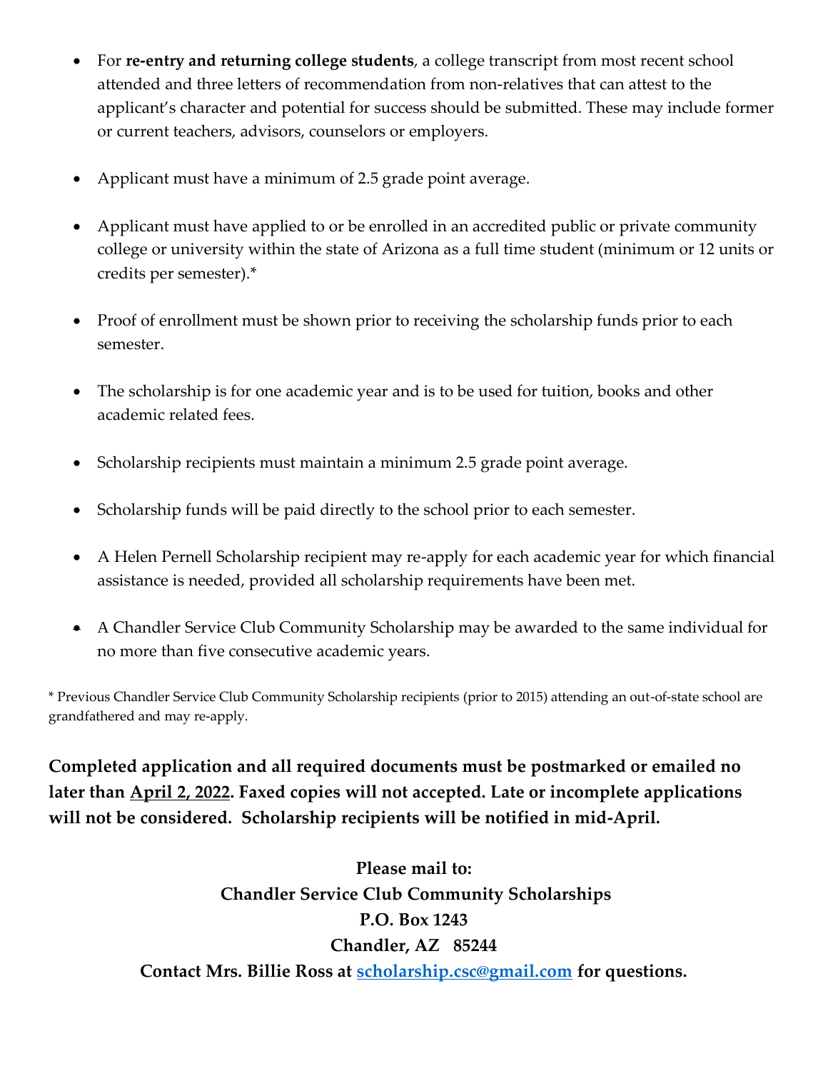- For **re-entry and returning college students**, a college transcript from most recent school attended and three letters of recommendation from non-relatives that can attest to the applicant's character and potential for success should be submitted. These may include former or current teachers, advisors, counselors or employers.

- Applicant must have a minimum of 2.5 grade point average.

- Applicant must have applied to or be enrolled in an accredited public or private community college or university within the state of Arizona as a full time student (minimum or 12 units or credits per semester).*

- Proof of enrollment must be shown prior to receiving the scholarship funds prior to each semester.

- The scholarship is for one academic year and is to be used for tuition, books and other academic related fees.

- Scholarship recipients must maintain a minimum 2.5 grade point average.

- Scholarship funds will be paid directly to the school prior to each semester.

- A Helen Pernell Scholarship recipient may re-apply for each academic year for which financial assistance is needed, provided all scholarship requirements have been met.

- A Chandler Service Club Community Scholarship may be awarded to the same individual for no more than five consecutive academic years.

* Previous Chandler Service Club Community Scholarship recipients (prior to 2015) attending an out-of-state school are grandfathered and may re-apply.

**Completed application and all required documents must be postmarked or emailed no later than <u>April 2, 2022</u>. Faxed copies will not accepted. Late or incomplete applications will not be considered. Scholarship recipients will be notified in mid-April.**

**Please mail to:**
**Chandler Service Club Community Scholarships**
**P.O. Box 1243**
**Chandler, AZ 85244**
**Contact Mrs. Billie Ross at scholarship.csc@gmail.com for questions.**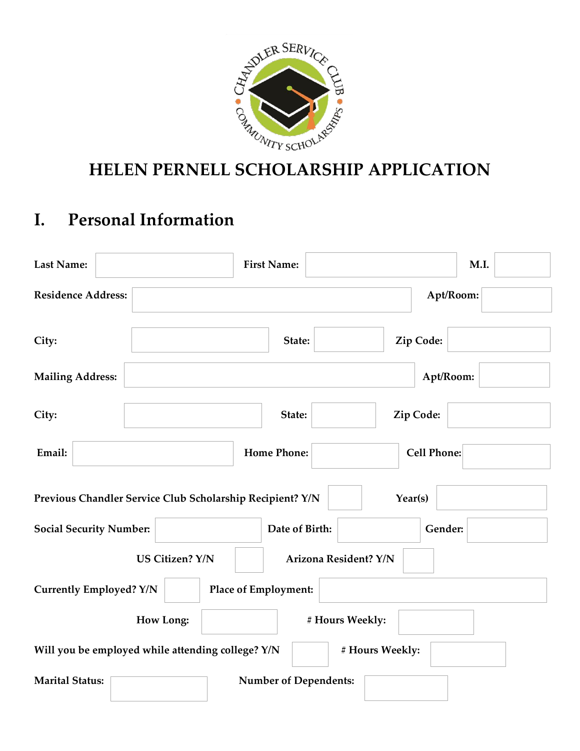# HELEN PERNELL SCHOLARSHIP APPLICATION

## I. Personal Information

**Last Name:** ____________ **First Name:** ____________ **M.I.** ____

**Residence Address:** ____________ **Apt/Room:** ____

**City:** ____________ **State:** ____ **Zip Code:** ____

**Mailing Address:** ____________ **Apt/Room:** ____

**City:** ____________ **State:** ____ **Zip Code:** ____

**Email:** ____________ **Home Phone:** ____________ **Cell Phone:** ____________

**Previous Chandler Service Club Scholarship Recipient? Y/N** ____ **Year(s)** ____

**Social Security Number:** ____________ **Date of Birth:** ____________ **Gender:** ____

**US Citizen? Y/N** ____ **Arizona Resident? Y/N** ____

**Currently Employed? Y/N** ____ **Place of Employment:** ____________

**How Long:** ____ **# Hours Weekly:** ____

**Will you be employed while attending college? Y/N** ____ **# Hours Weekly:** ____

**Marital Status:** ____ **Number of Dependents:** ____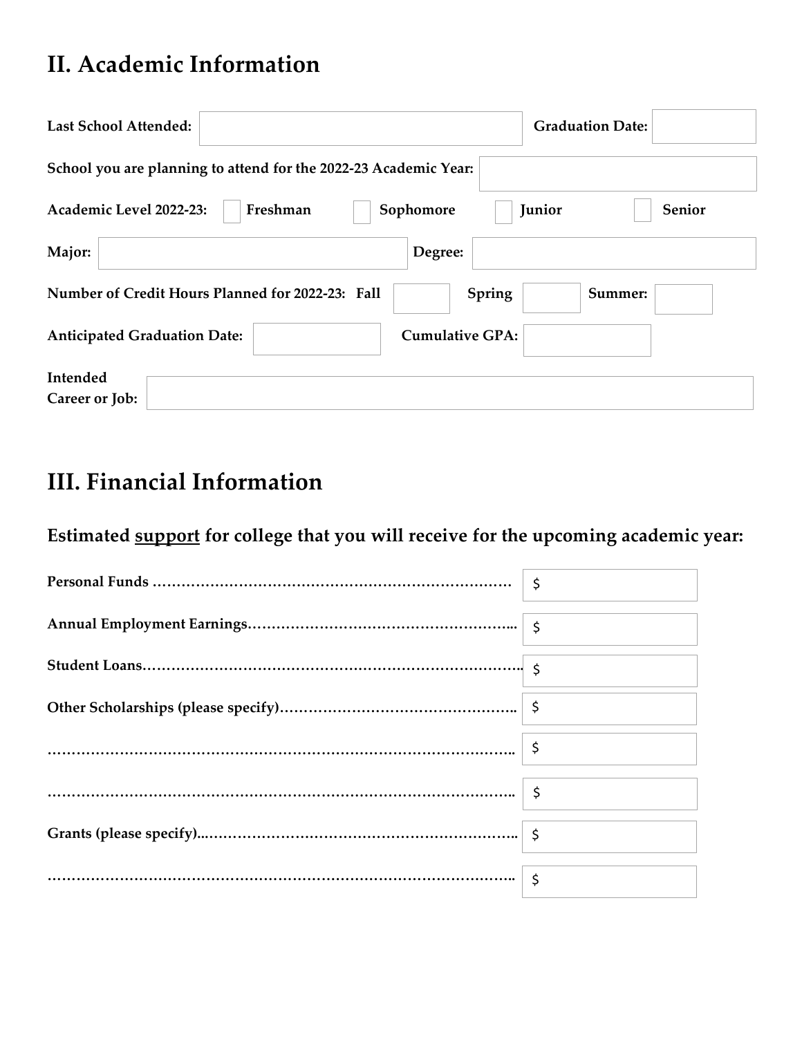## II. Academic Information

**Last School Attended:** ______________________ **Graduation Date:** __________

**School you are planning to attend for the 2022-23 Academic Year:** ______________________

**Academic Level 2022-23:** ☐ **Freshman** ☐ **Sophomore** ☐ **Junior** ☐ **Senior**

**Major:** ______________________ **Degree:** ______________________

**Number of Credit Hours Planned for 2022-23: Fall** ______ **Spring** ______ **Summer:** ______

**Anticipated Graduation Date:** __________ **Cumulative GPA:** __________

**Intended Career or Job:** ______________________________________________

## III. Financial Information

### Estimated <u>support</u> for college that you will receive for the upcoming academic year:

**Personal Funds ………………………………………………………………** $

**Annual Employment Earnings……………………………………………...** $

**Student Loans……………………………………………………………………..** $

**Other Scholarships (please specify)………………………………………..** $

**…………………………………………………………………………………..** $

**…………………………………………………………………………………..** $

**Grants (please specify)..……………………………………………………..** $

**…………………………………………………………………………………..** $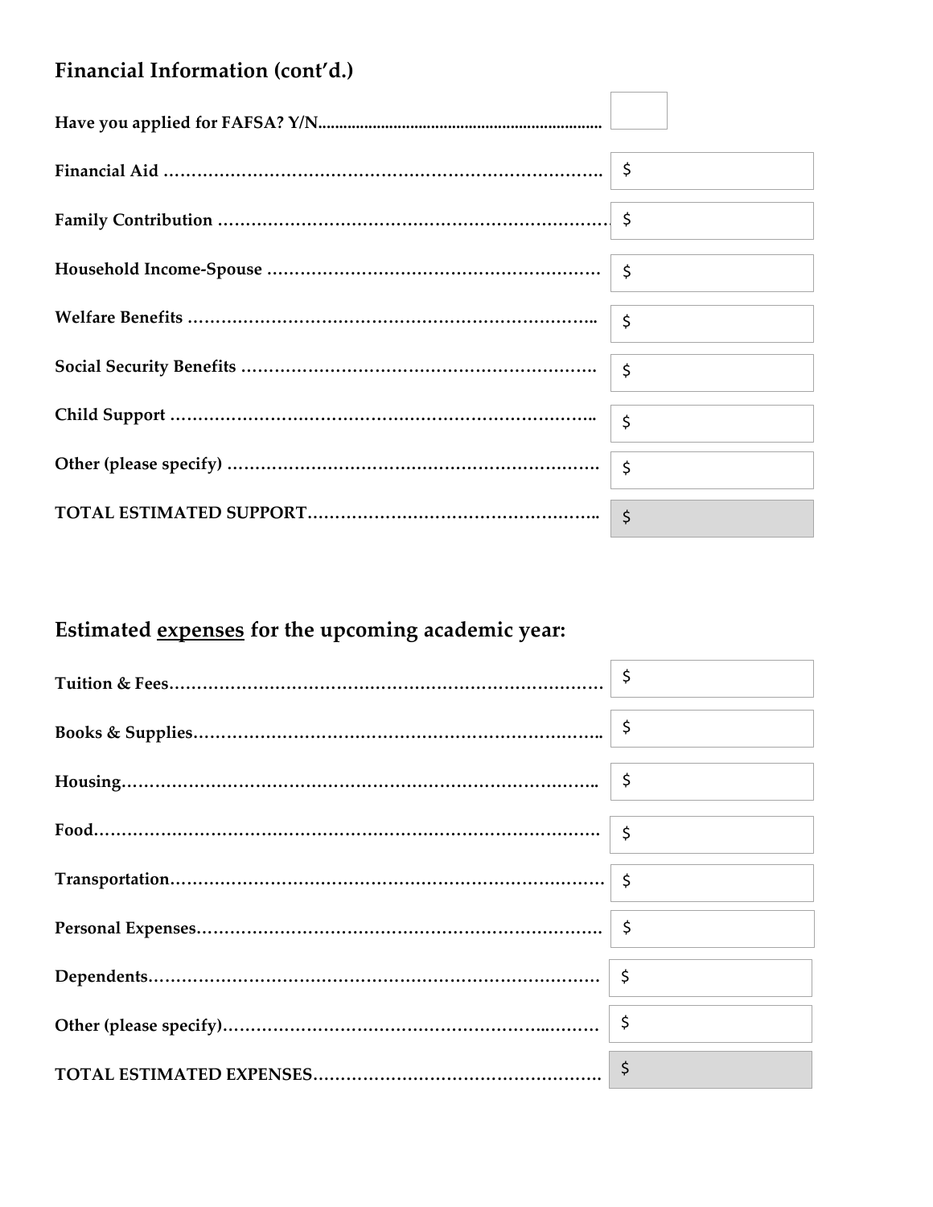## Financial Information (cont'd.)

| | |
|---|---|
| **Have you applied for FAFSA? Y/N** | |
| **Financial Aid** | $ |
| **Family Contribution** | $ |
| **Household Income-Spouse** | $ |
| **Welfare Benefits** | $ |
| **Social Security Benefits** | $ |
| **Child Support** | $ |
| **Other (please specify)** | $ |
| **TOTAL ESTIMATED SUPPORT** | $ |

## Estimated <u>expenses</u> for the upcoming academic year:

| | |
|---|---|
| **Tuition & Fees** | $ |
| **Books & Supplies** | $ |
| **Housing** | $ |
| **Food** | $ |
| **Transportation** | $ |
| **Personal Expenses** | $ |
| **Dependents** | $ |
| **Other (please specify)** | $ |
| **TOTAL ESTIMATED EXPENSES** | $ |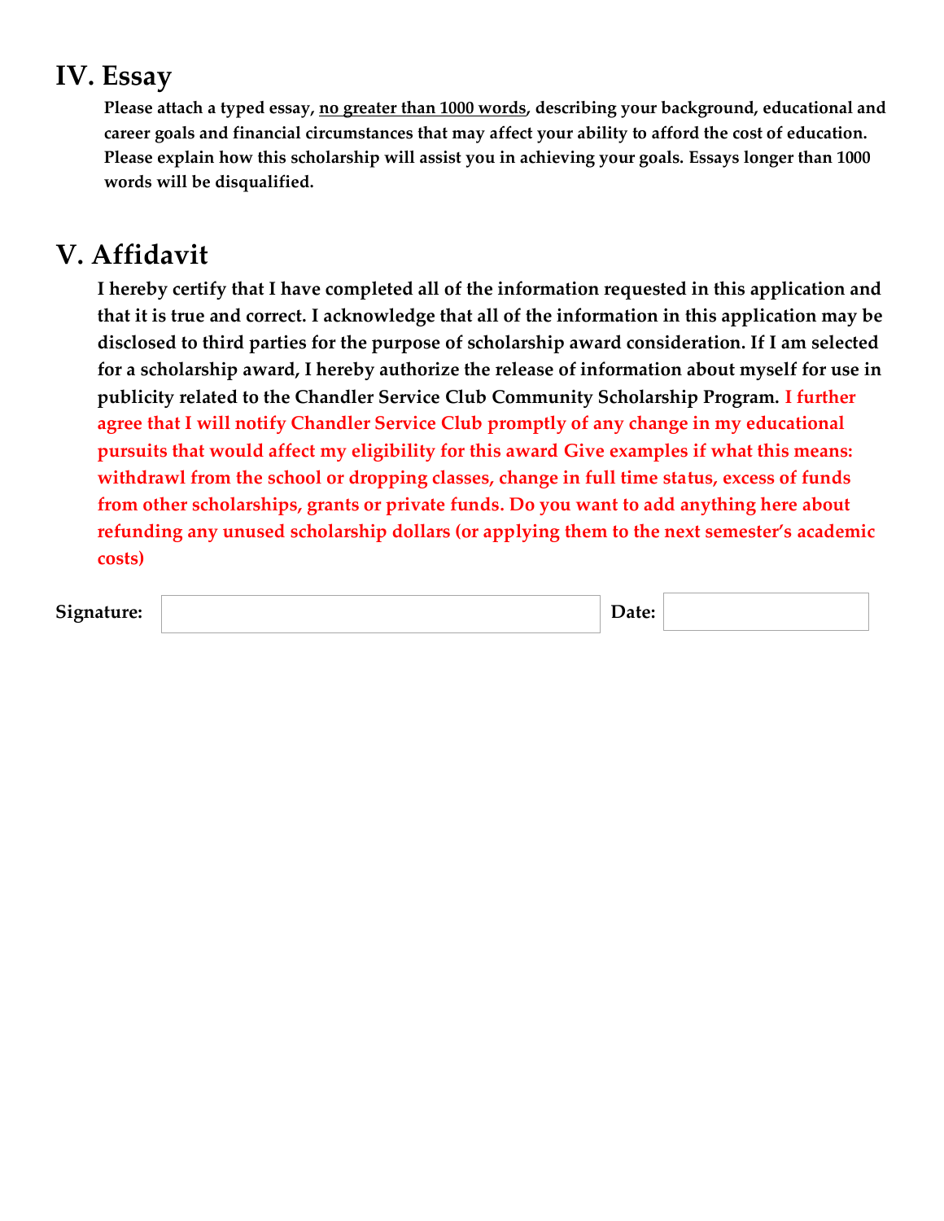## IV. Essay

**Please attach a typed essay, <u>no greater than 1000 words</u>, describing your background, educational and career goals and financial circumstances that may affect your ability to afford the cost of education. Please explain how this scholarship will assist you in achieving your goals. Essays longer than 1000 words will be disqualified.**

## V. Affidavit

**I hereby certify that I have completed all of the information requested in this application and that it is true and correct. I acknowledge that all of the information in this application may be disclosed to third parties for the purpose of scholarship award consideration. If I am selected for a scholarship award, I hereby authorize the release of information about myself for use in publicity related to the Chandler Service Club Community Scholarship Program. I further agree that I will notify Chandler Service Club promptly of any change in my educational pursuits that would affect my eligibility for this award Give examples if what this means: withdrawl from the school or dropping classes, change in full time status, excess of funds from other scholarships, grants or private funds. Do you want to add anything here about refunding any unused scholarship dollars (or applying them to the next semester's academic costs)**

**Signature:** ______________________ **Date:** __________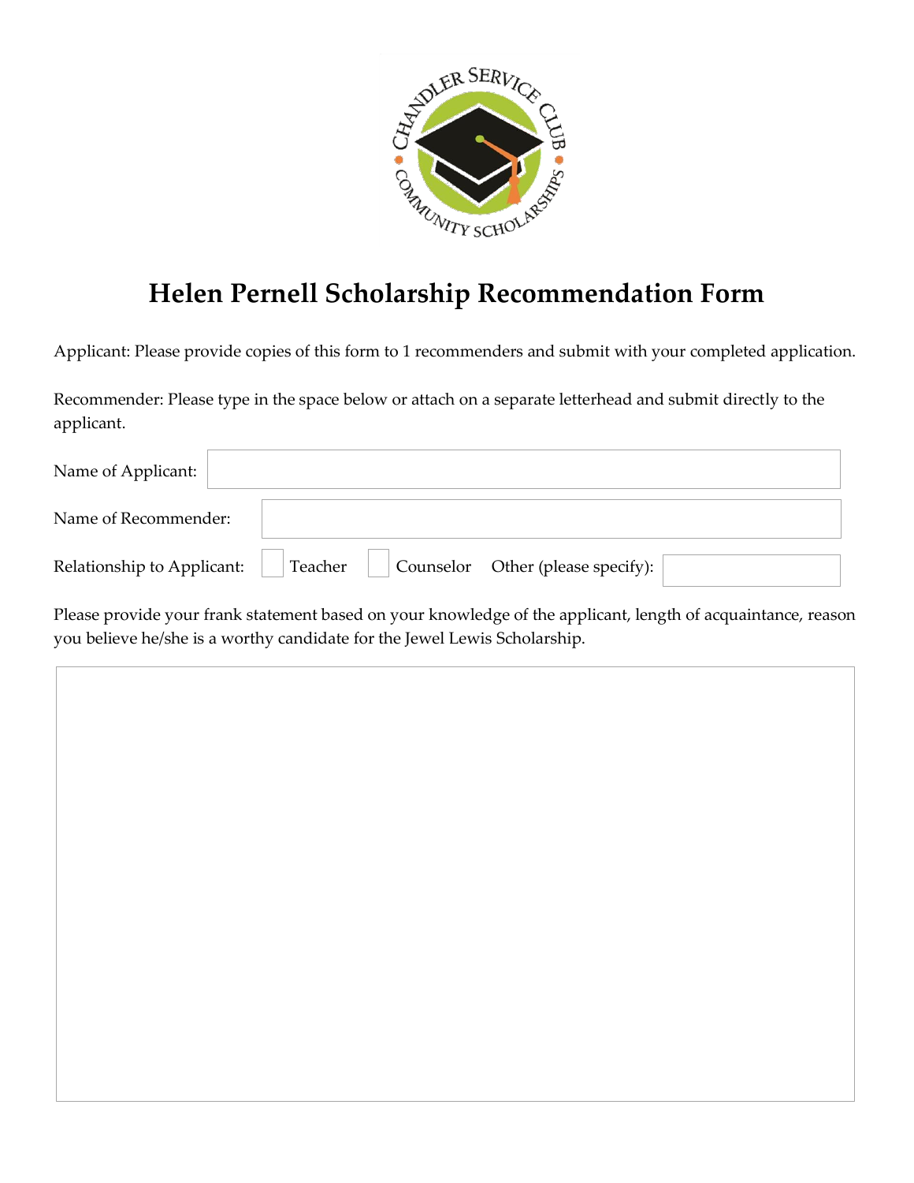# Helen Pernell Scholarship Recommendation Form

Applicant: Please provide copies of this form to 1 recommenders and submit with your completed application.

Recommender: Please type in the space below or attach on a separate letterhead and submit directly to the applicant.

Name of Applicant:

Name of Recommender:

Relationship to Applicant: ☐ Teacher ☐ Counselor Other (please specify):

Please provide your frank statement based on your knowledge of the applicant, length of acquaintance, reason you believe he/she is a worthy candidate for the Jewel Lewis Scholarship.